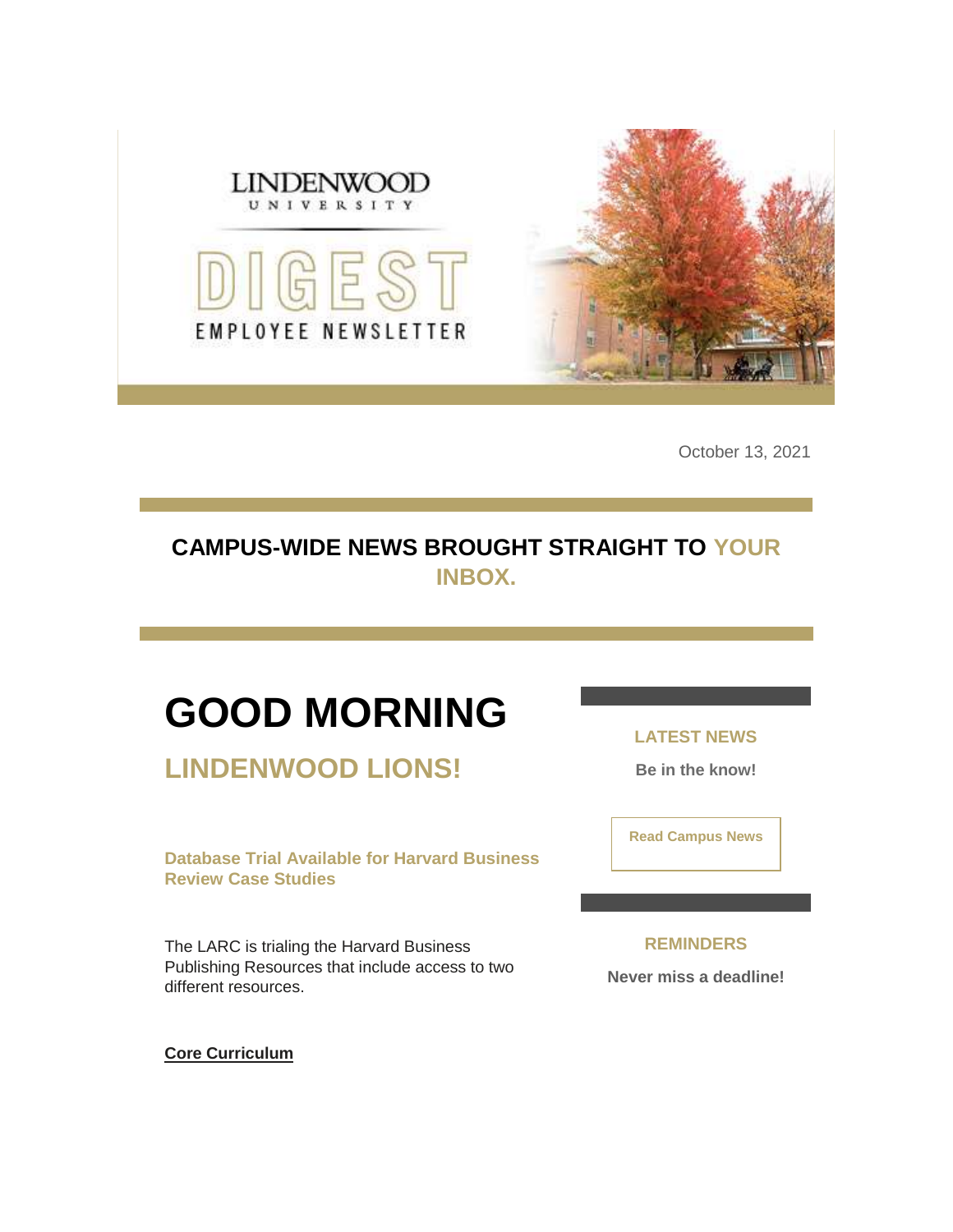LINDENWOOD UNIVERSITY

DIGEST

EMPLOYEE NEWSLETTER

October 13, 2021

## CAMPUS-WIDE NEWS BROUGHT STRAIGHT TO YOUR INBOX.

# GOOD MORNING

## LINDENWOOD LIONS!

### Database Trial Available for Harvard Business Review Case Studies

The LARC is trialing the Harvard Business Publishing Resources that include access to two different resources.

**Core Curriculum**

### LATEST NEWS

**Be in the know!**

**Read Campus News**

### REMINDERS

**Never miss a deadline!**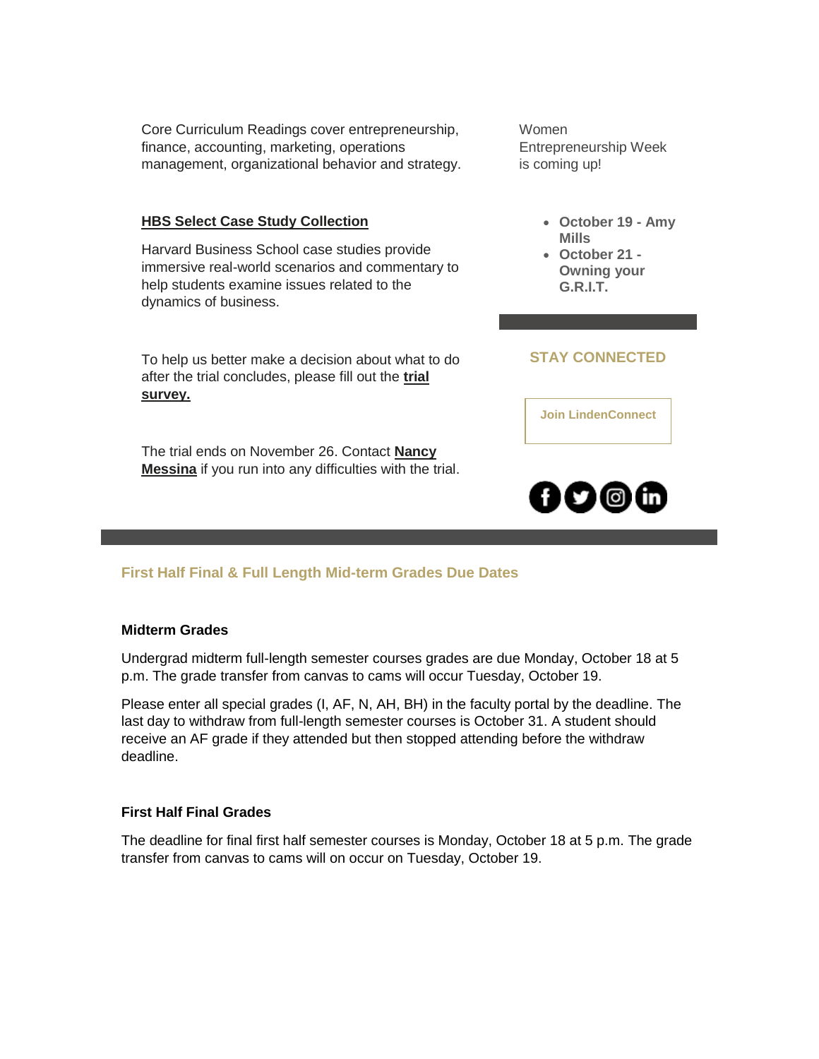Core Curriculum Readings cover entrepreneurship, finance, accounting, marketing, operations management, organizational behavior and strategy.

**HBS Select Case Study Collection**

Harvard Business School case studies provide immersive real-world scenarios and commentary to help students examine issues related to the dynamics of business.

To help us better make a decision about what to do after the trial concludes, please fill out the **trial survey.**

The trial ends on November 26. Contact **Nancy Messina** if you run into any difficulties with the trial.

Women Entrepreneurship Week is coming up!

- **October 19 - Amy Mills**
- **October 21 - Owning your G.R.I.T.**

## STAY CONNECTED

**Join LindenConnect**

## First Half Final & Full Length Mid-term Grades Due Dates

**Midterm Grades**

Undergrad midterm full-length semester courses grades are due Monday, October 18 at 5 p.m. The grade transfer from canvas to cams will occur Tuesday, October 19.

Please enter all special grades (I, AF, N, AH, BH) in the faculty portal by the deadline. The last day to withdraw from full-length semester courses is October 31. A student should receive an AF grade if they attended but then stopped attending before the withdraw deadline.

**First Half Final Grades**

The deadline for final first half semester courses is Monday, October 18 at 5 p.m. The grade transfer from canvas to cams will on occur on Tuesday, October 19.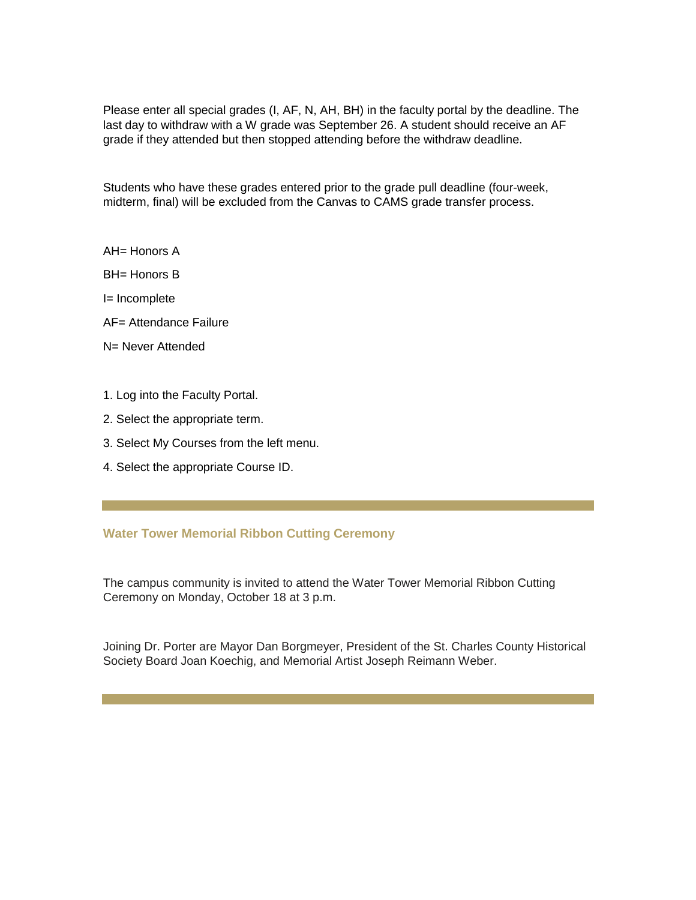Please enter all special grades (I, AF, N, AH, BH) in the faculty portal by the deadline. The last day to withdraw with a W grade was September 26. A student should receive an AF grade if they attended but then stopped attending before the withdraw deadline.

Students who have these grades entered prior to the grade pull deadline (four-week, midterm, final) will be excluded from the Canvas to CAMS grade transfer process.

AH= Honors A

BH= Honors B

I= Incomplete

AF= Attendance Failure

N= Never Attended

1. Log into the Faculty Portal.
2. Select the appropriate term.
3. Select My Courses from the left menu.
4. Select the appropriate Course ID.

---

### Water Tower Memorial Ribbon Cutting Ceremony

The campus community is invited to attend the Water Tower Memorial Ribbon Cutting Ceremony on Monday, October 18 at 3 p.m.

Joining Dr. Porter are Mayor Dan Borgmeyer, President of the St. Charles County Historical Society Board Joan Koechig, and Memorial Artist Joseph Reimann Weber.

---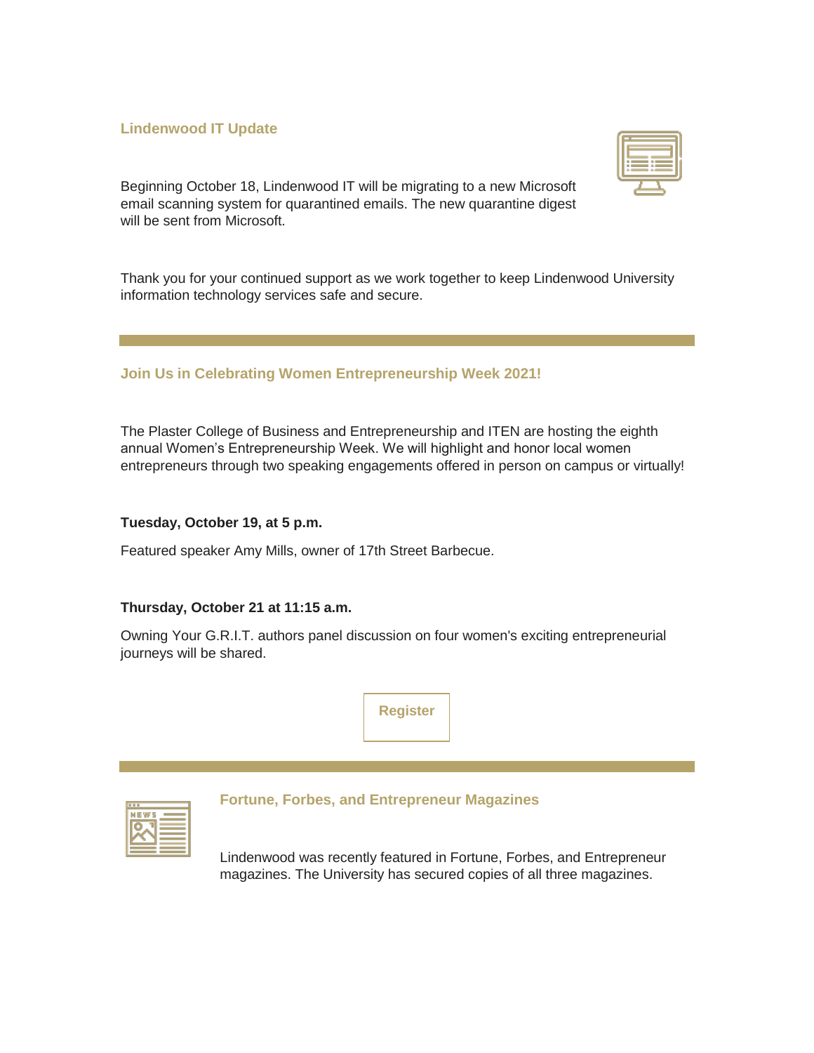### Lindenwood IT Update

Beginning October 18, Lindenwood IT will be migrating to a new Microsoft email scanning system for quarantined emails. The new quarantine digest will be sent from Microsoft.

Thank you for your continued support as we work together to keep Lindenwood University information technology services safe and secure.

---

### Join Us in Celebrating Women Entrepreneurship Week 2021!

The Plaster College of Business and Entrepreneurship and ITEN are hosting the eighth annual Women's Entrepreneurship Week. We will highlight and honor local women entrepreneurs through two speaking engagements offered in person on campus or virtually!

**Tuesday, October 19, at 5 p.m.**

Featured speaker Amy Mills, owner of 17th Street Barbecue.

**Thursday, October 21 at 11:15 a.m.**

Owning Your G.R.I.T. authors panel discussion on four women's exciting entrepreneurial journeys will be shared.

Register

---

### Fortune, Forbes, and Entrepreneur Magazines

Lindenwood was recently featured in Fortune, Forbes, and Entrepreneur magazines. The University has secured copies of all three magazines.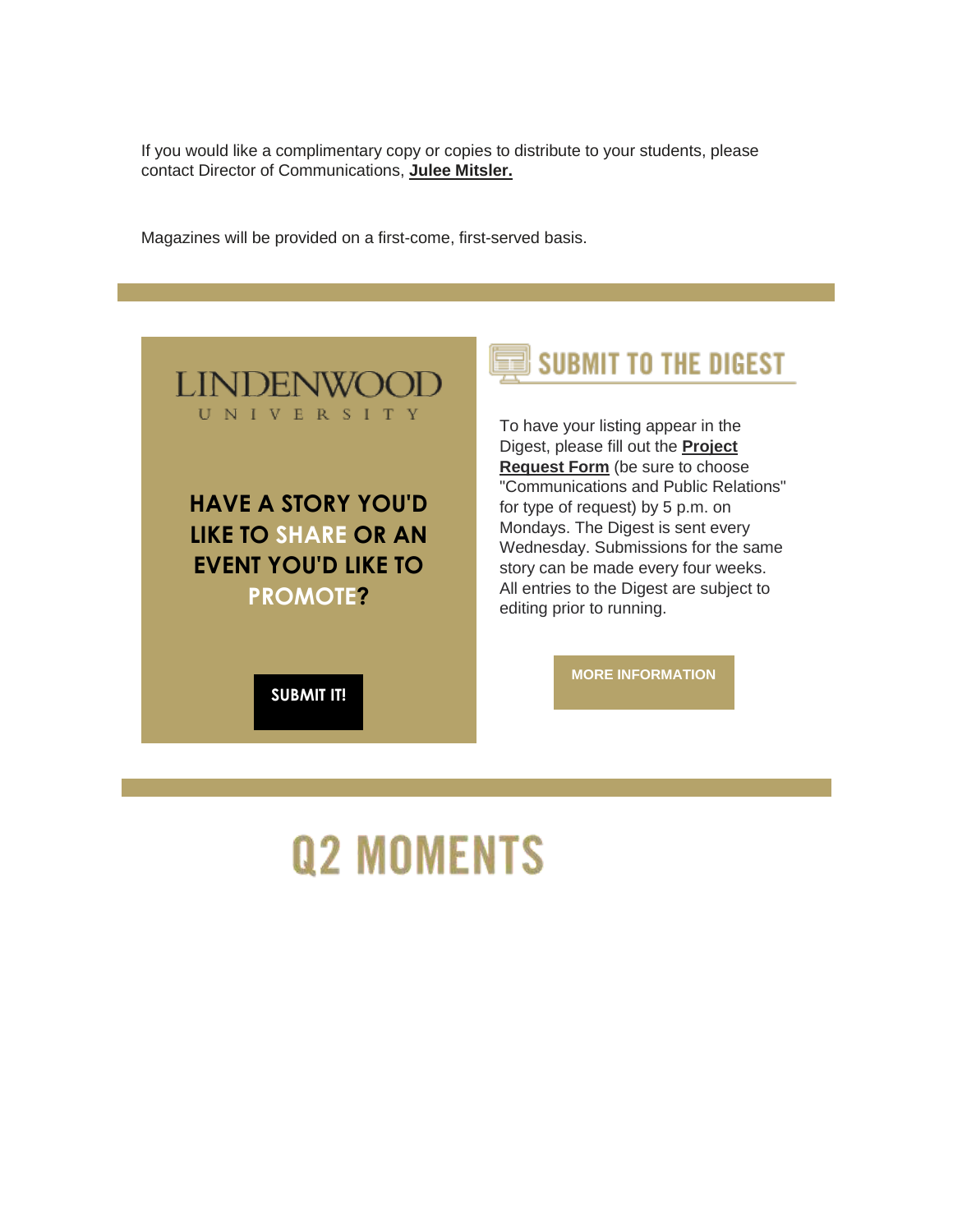If you would like a complimentary copy or copies to distribute to your students, please contact Director of Communications, **Julee Mitsler.**

Magazines will be provided on a first-come, first-served basis.

---

LINDENWOOD UNIVERSITY

**HAVE A STORY YOU'D LIKE TO SHARE OR AN EVENT YOU'D LIKE TO PROMOTE?**

**SUBMIT IT!**

## SUBMIT TO THE DIGEST

To have your listing appear in the Digest, please fill out the **Project Request Form** (be sure to choose "Communications and Public Relations" for type of request) by 5 p.m. on Mondays. The Digest is sent every Wednesday. Submissions for the same story can be made every four weeks. All entries to the Digest are subject to editing prior to running.

**MORE INFORMATION**

---

# Q2 MOMENTS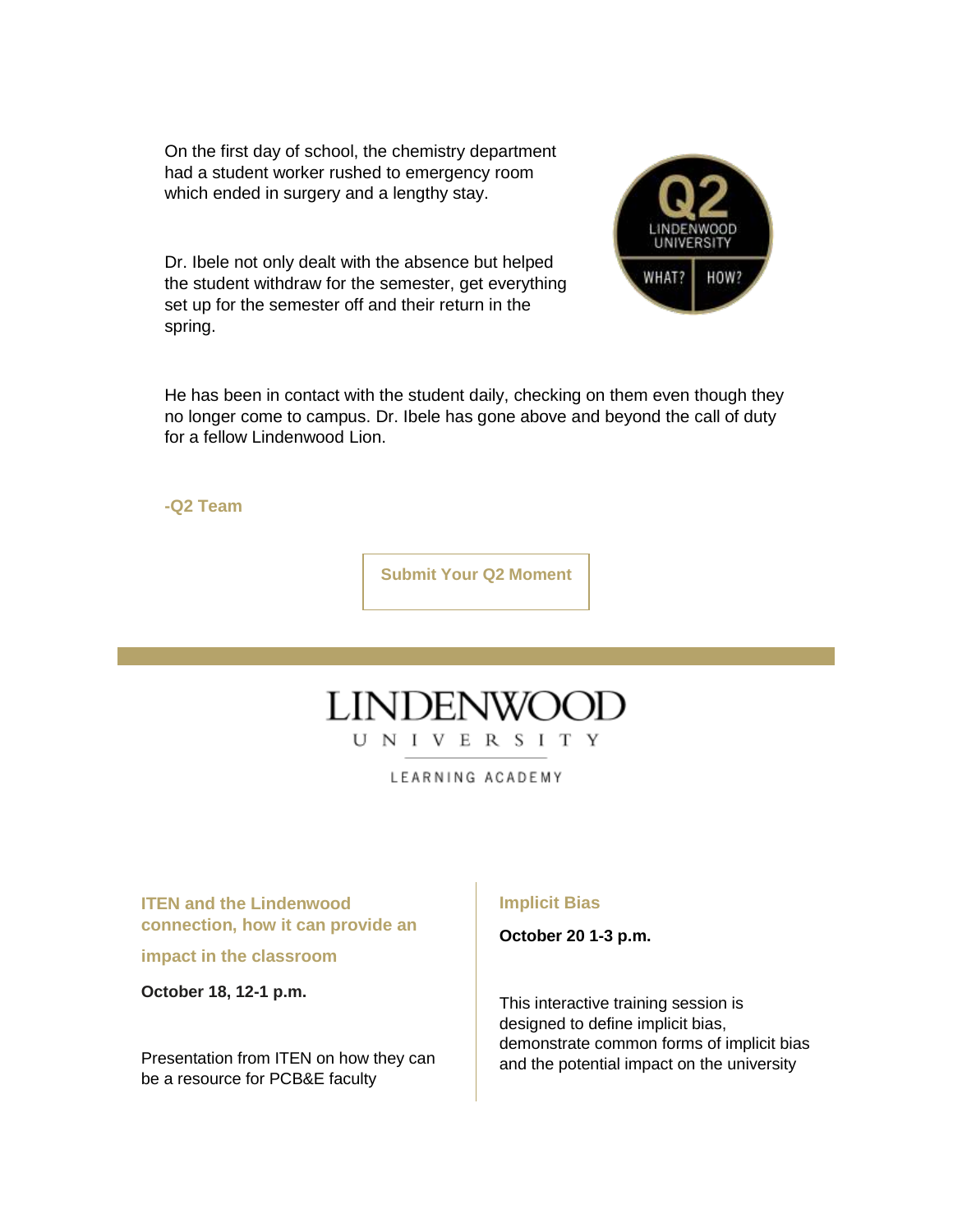On the first day of school, the chemistry department had a student worker rushed to emergency room which ended in surgery and a lengthy stay.

Dr. Ibele not only dealt with the absence but helped the student withdraw for the semester, get everything set up for the semester off and their return in the spring.

He has been in contact with the student daily, checking on them even though they no longer come to campus. Dr. Ibele has gone above and beyond the call of duty for a fellow Lindenwood Lion.

**-Q2 Team**

**Submit Your Q2 Moment**

LINDENWOOD UNIVERSITY

LEARNING ACADEMY

### ITEN and the Lindenwood connection, how it can provide an impact in the classroom

**October 18, 12-1 p.m.**

Presentation from ITEN on how they can be a resource for PCB&E faculty

### Implicit Bias

**October 20 1-3 p.m.**

This interactive training session is designed to define implicit bias, demonstrate common forms of implicit bias and the potential impact on the university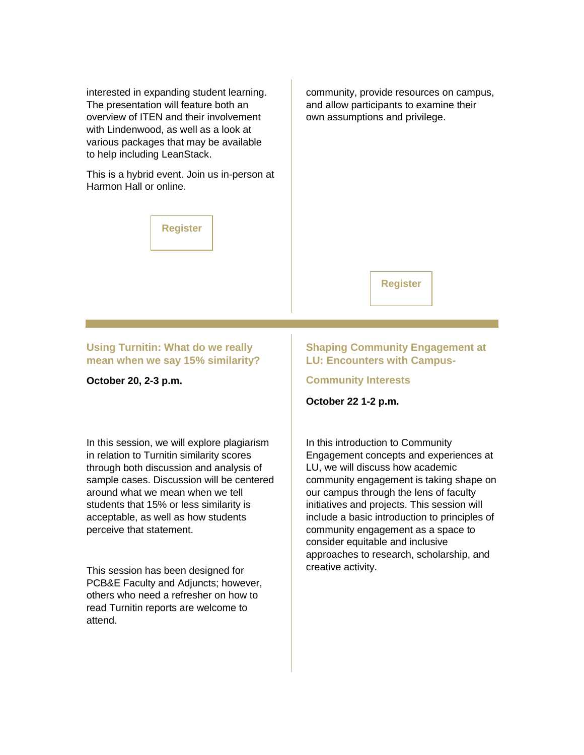interested in expanding student learning. The presentation will feature both an overview of ITEN and their involvement with Lindenwood, as well as a look at various packages that may be available to help including LeanStack.

This is a hybrid event. Join us in-person at Harmon Hall or online.

Register

community, provide resources on campus, and allow participants to examine their own assumptions and privilege.

Register

---

### Using Turnitin: What do we really mean when we say 15% similarity?

**October 20, 2-3 p.m.**

In this session, we will explore plagiarism in relation to Turnitin similarity scores through both discussion and analysis of sample cases. Discussion will be centered around what we mean when we tell students that 15% or less similarity is acceptable, as well as how students perceive that statement.

This session has been designed for PCB&E Faculty and Adjuncts; however, others who need a refresher on how to read Turnitin reports are welcome to attend.

### Shaping Community Engagement at LU: Encounters with Campus-Community Interests

**October 22 1-2 p.m.**

In this introduction to Community Engagement concepts and experiences at LU, we will discuss how academic community engagement is taking shape on our campus through the lens of faculty initiatives and projects. This session will include a basic introduction to principles of community engagement as a space to consider equitable and inclusive approaches to research, scholarship, and creative activity.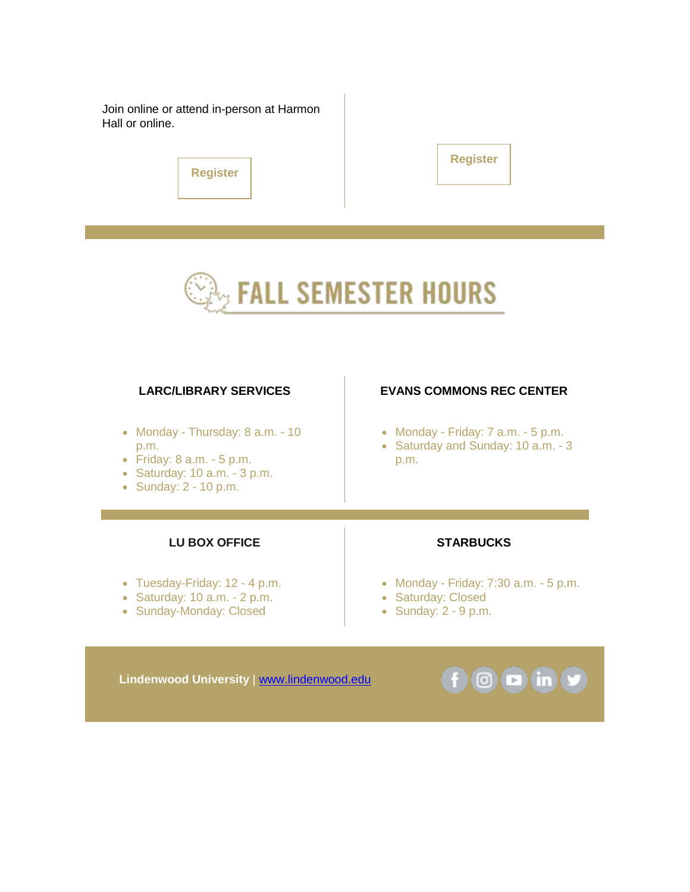Join online or attend in-person at Harmon Hall or online.

Register

Register

# FALL SEMESTER HOURS

**LARC/LIBRARY SERVICES**

- Monday - Thursday: 8 a.m. - 10 p.m.
- Friday: 8 a.m. - 5 p.m.
- Saturday: 10 a.m. - 3 p.m.
- Sunday: 2 - 10 p.m.

**EVANS COMMONS REC CENTER**

- Monday - Friday: 7 a.m. - 5 p.m.
- Saturday and Sunday: 10 a.m. - 3 p.m.

**LU BOX OFFICE**

- Tuesday-Friday: 12 - 4 p.m.
- Saturday: 10 a.m. - 2 p.m.
- Sunday-Monday: Closed

**STARBUCKS**

- Monday - Friday: 7:30 a.m. - 5 p.m.
- Saturday: Closed
- Sunday: 2 - 9 p.m.

**Lindenwood University** | www.lindenwood.edu